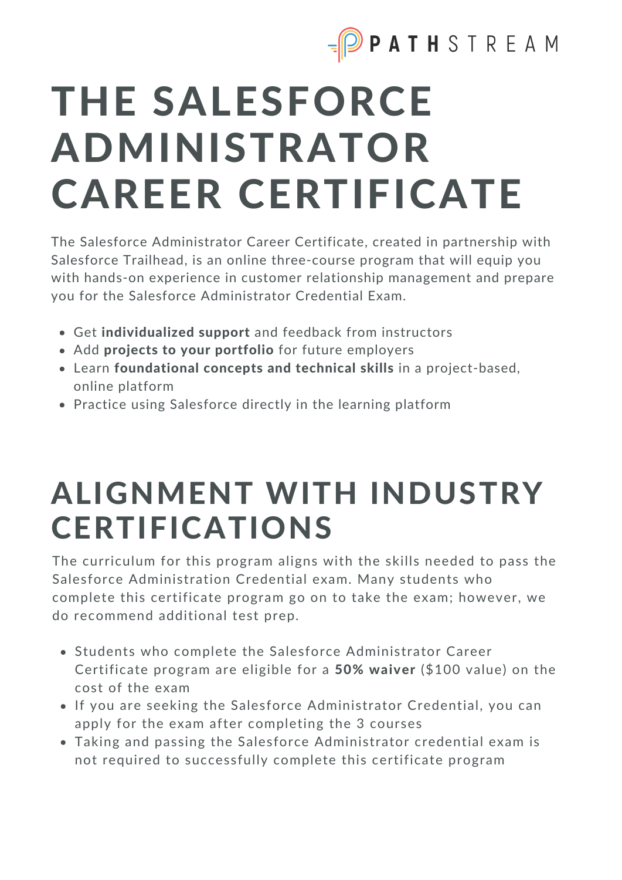PATHSTREAM

# THE SALESFORCE ADMINISTRATOR CAREER CERTIFICATE

The Salesforce Administrator Career Certificate, created in partnership with Salesforce Trailhead, is an online three-course program that will equip you with hands-on experience in customer relationship management and prepare you for the Salesforce Administrator Credential Exam.

- Get **individualized support** and feedback from instructors
- Add **projects to your portfolio** for future employers
- Learn **foundational concepts and technical skills** in a project-based, online platform
- Practice using Salesforce directly in the learning platform

# ALIGNMENT WITH INDUSTRY CERTIFICATIONS

The curriculum for this program aligns with the skills needed to pass the Salesforce Administration Credential exam. Many students who complete this certificate program go on to take the exam; however, we do recommend additional test prep.

- Students who complete the Salesforce Administrator Career Certificate program are eligible for a **50% waiver** ($100 value) on the cost of the exam
- If you are seeking the Salesforce Administrator Credential, you can apply for the exam after completing the 3 courses
- Taking and passing the Salesforce Administrator credential exam is not required to successfully complete this certificate program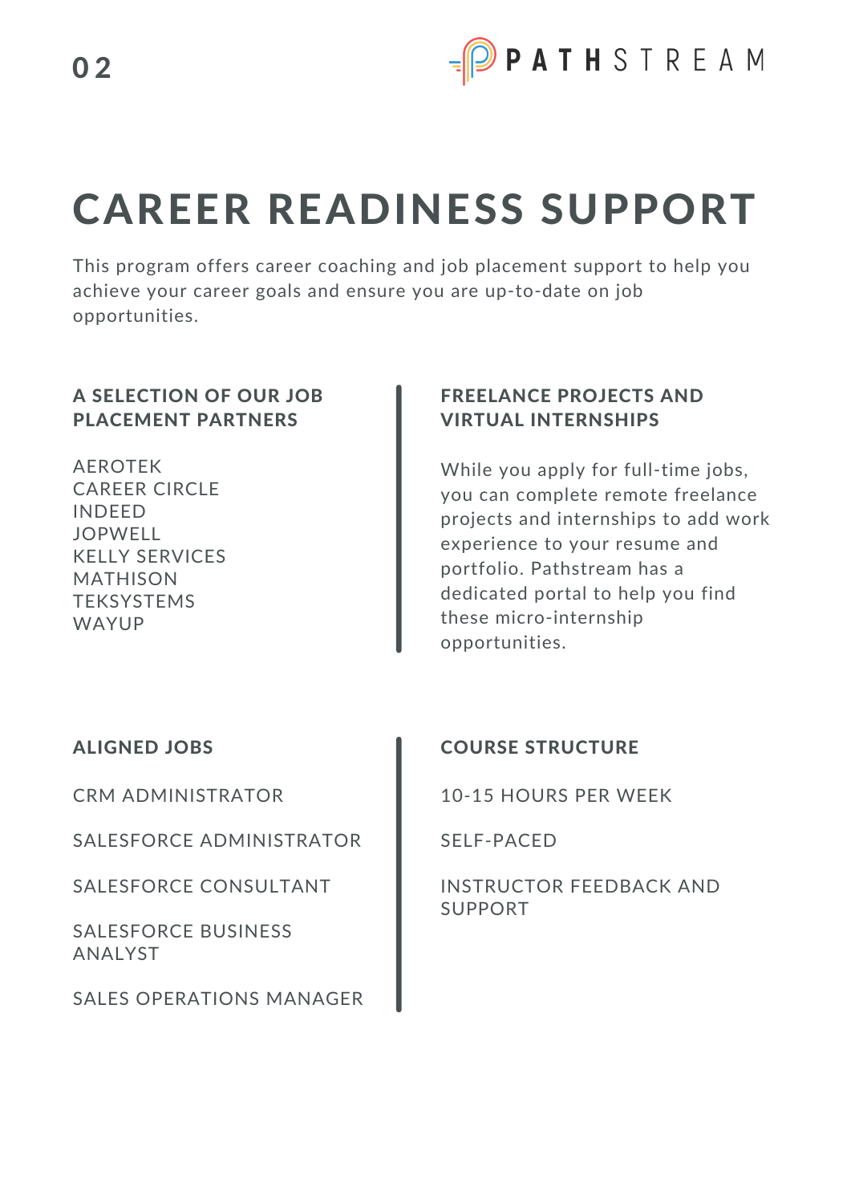# CAREER READINESS SUPPORT

This program offers career coaching and job placement support to help you achieve your career goals and ensure you are up-to-date on job opportunities.

### A SELECTION OF OUR JOB PLACEMENT PARTNERS

AEROTEK
CAREER CIRCLE
INDEED
JOPWELL
KELLY SERVICES
MATHISON
TEKSYSTEMS
WAYUP

### FREELANCE PROJECTS AND VIRTUAL INTERNSHIPS

While you apply for full-time jobs, you can complete remote freelance projects and internships to add work experience to your resume and portfolio. Pathstream has a dedicated portal to help you find these micro-internship opportunities.

### ALIGNED JOBS

CRM ADMINISTRATOR

SALESFORCE ADMINISTRATOR

SALESFORCE CONSULTANT

SALESFORCE BUSINESS ANALYST

SALES OPERATIONS MANAGER

### COURSE STRUCTURE

10-15 HOURS PER WEEK

SELF-PACED

INSTRUCTOR FEEDBACK AND SUPPORT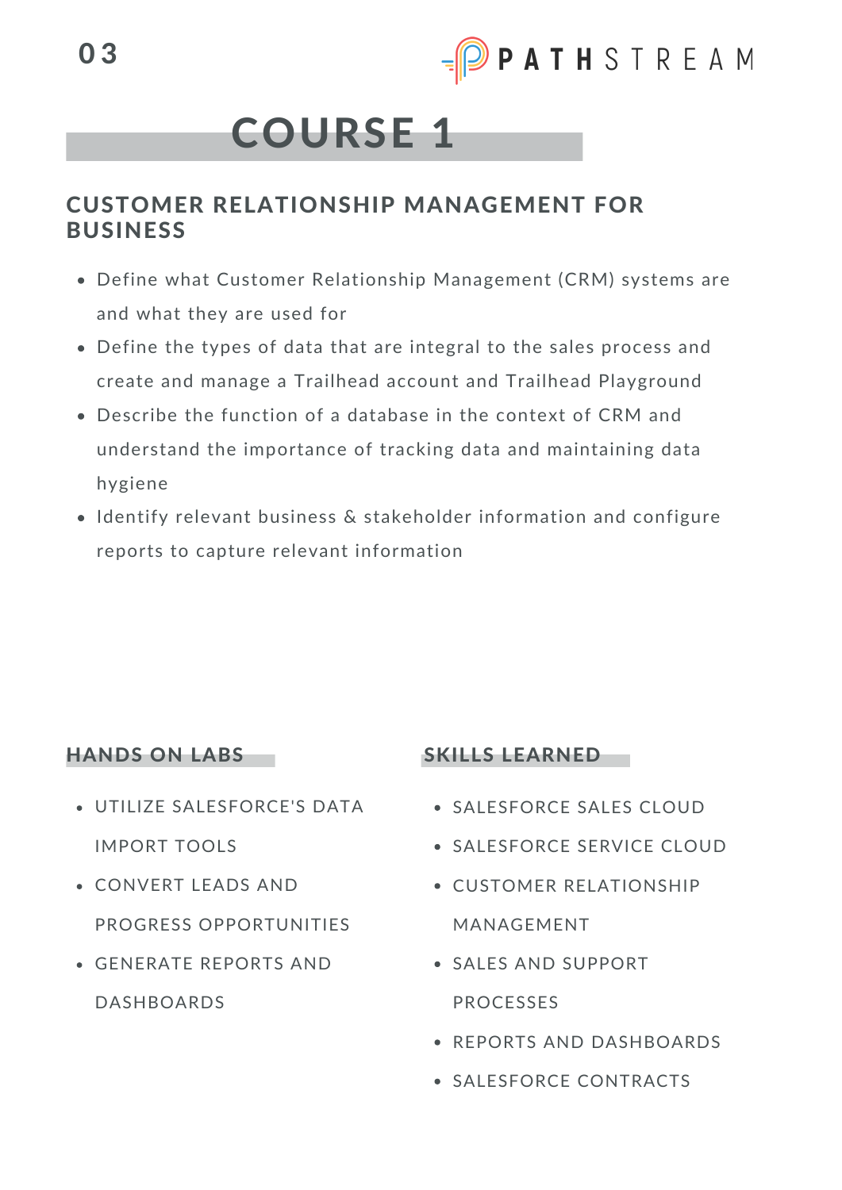# COURSE 1

## CUSTOMER RELATIONSHIP MANAGEMENT FOR BUSINESS

- Define what Customer Relationship Management (CRM) systems are and what they are used for
- Define the types of data that are integral to the sales process and create and manage a Trailhead account and Trailhead Playground
- Describe the function of a database in the context of CRM and understand the importance of tracking data and maintaining data hygiene
- Identify relevant business & stakeholder information and configure reports to capture relevant information

### HANDS ON LABS

- UTILIZE SALESFORCE'S DATA IMPORT TOOLS
- CONVERT LEADS AND PROGRESS OPPORTUNITIES
- GENERATE REPORTS AND DASHBOARDS

### SKILLS LEARNED

- SALESFORCE SALES CLOUD
- SALESFORCE SERVICE CLOUD
- CUSTOMER RELATIONSHIP MANAGEMENT
- SALES AND SUPPORT PROCESSES
- REPORTS AND DASHBOARDS
- SALESFORCE CONTRACTS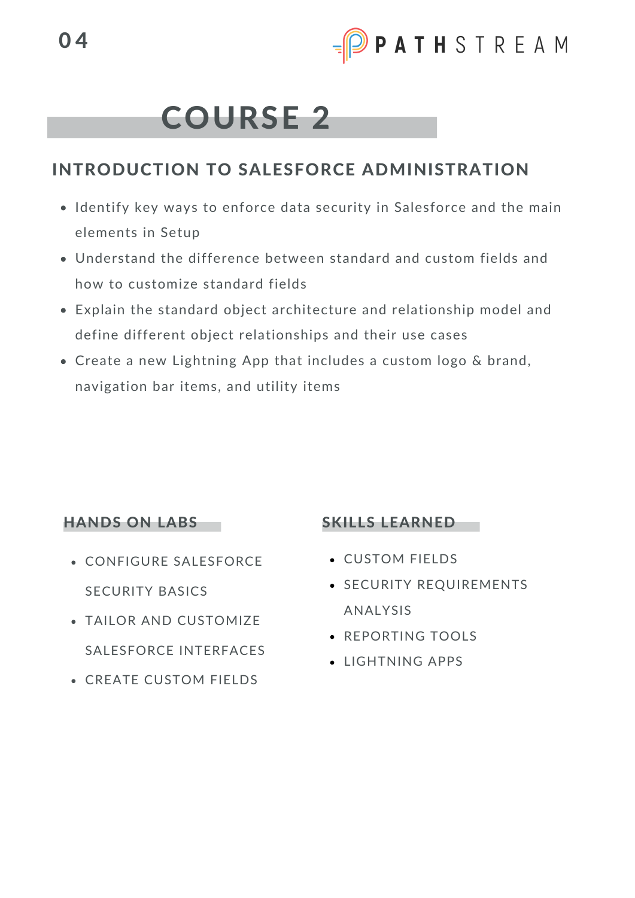# COURSE 2

## INTRODUCTION TO SALESFORCE ADMINISTRATION

- Identify key ways to enforce data security in Salesforce and the main elements in Setup
- Understand the difference between standard and custom fields and how to customize standard fields
- Explain the standard object architecture and relationship model and define different object relationships and their use cases
- Create a new Lightning App that includes a custom logo & brand, navigation bar items, and utility items

### HANDS ON LABS

- CONFIGURE SALESFORCE SECURITY BASICS
- TAILOR AND CUSTOMIZE SALESFORCE INTERFACES
- CREATE CUSTOM FIELDS

### SKILLS LEARNED

- CUSTOM FIELDS
- SECURITY REQUIREMENTS ANALYSIS
- REPORTING TOOLS
- LIGHTNING APPS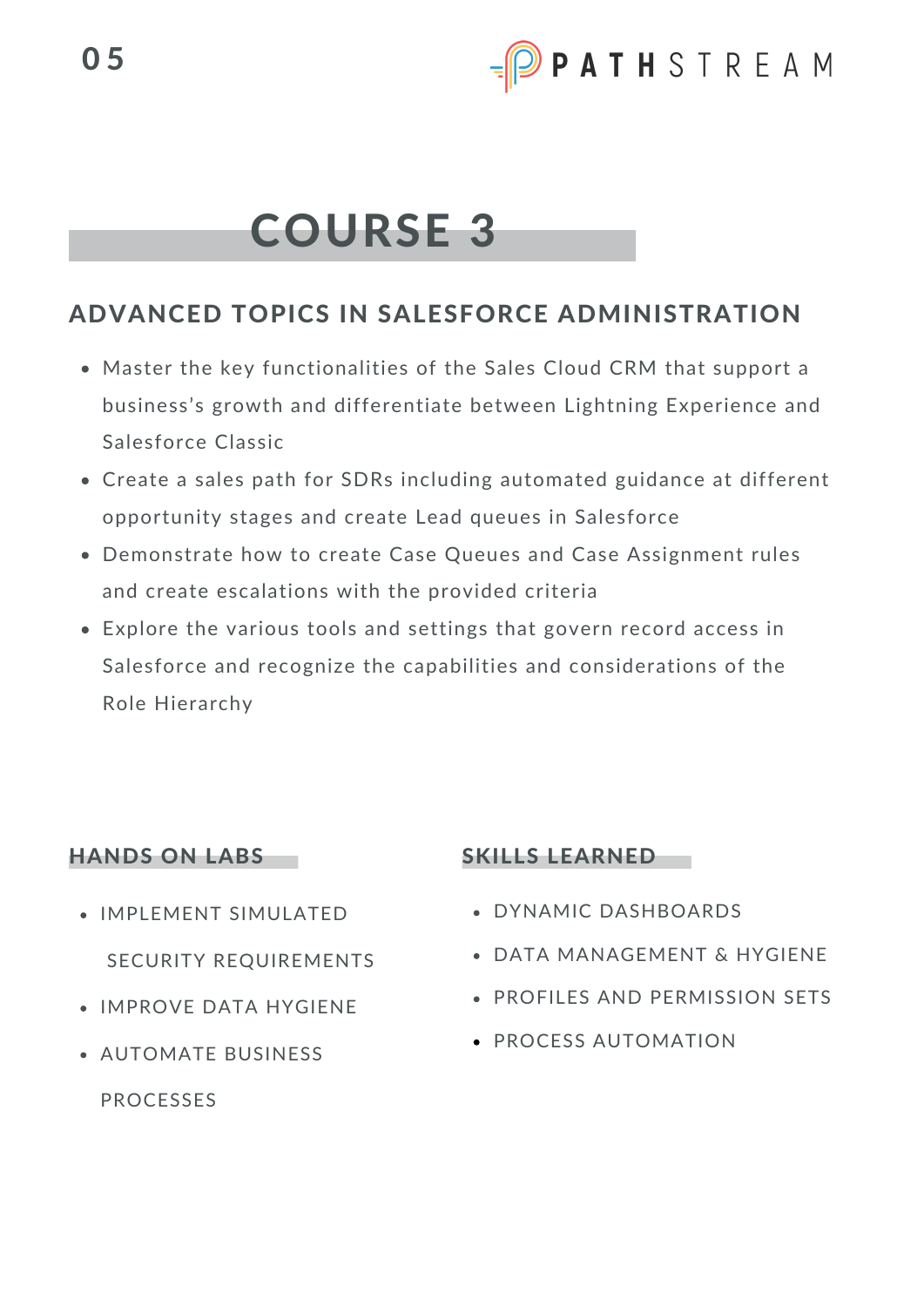# COURSE 3

## ADVANCED TOPICS IN SALESFORCE ADMINISTRATION

- Master the key functionalities of the Sales Cloud CRM that support a business's growth and differentiate between Lightning Experience and Salesforce Classic
- Create a sales path for SDRs including automated guidance at different opportunity stages and create Lead queues in Salesforce
- Demonstrate how to create Case Queues and Case Assignment rules and create escalations with the provided criteria
- Explore the various tools and settings that govern record access in Salesforce and recognize the capabilities and considerations of the Role Hierarchy

### HANDS ON LABS

- IMPLEMENT SIMULATED SECURITY REQUIREMENTS
- IMPROVE DATA HYGIENE
- AUTOMATE BUSINESS PROCESSES

### SKILLS LEARNED

- DYNAMIC DASHBOARDS
- DATA MANAGEMENT & HYGIENE
- PROFILES AND PERMISSION SETS
- PROCESS AUTOMATION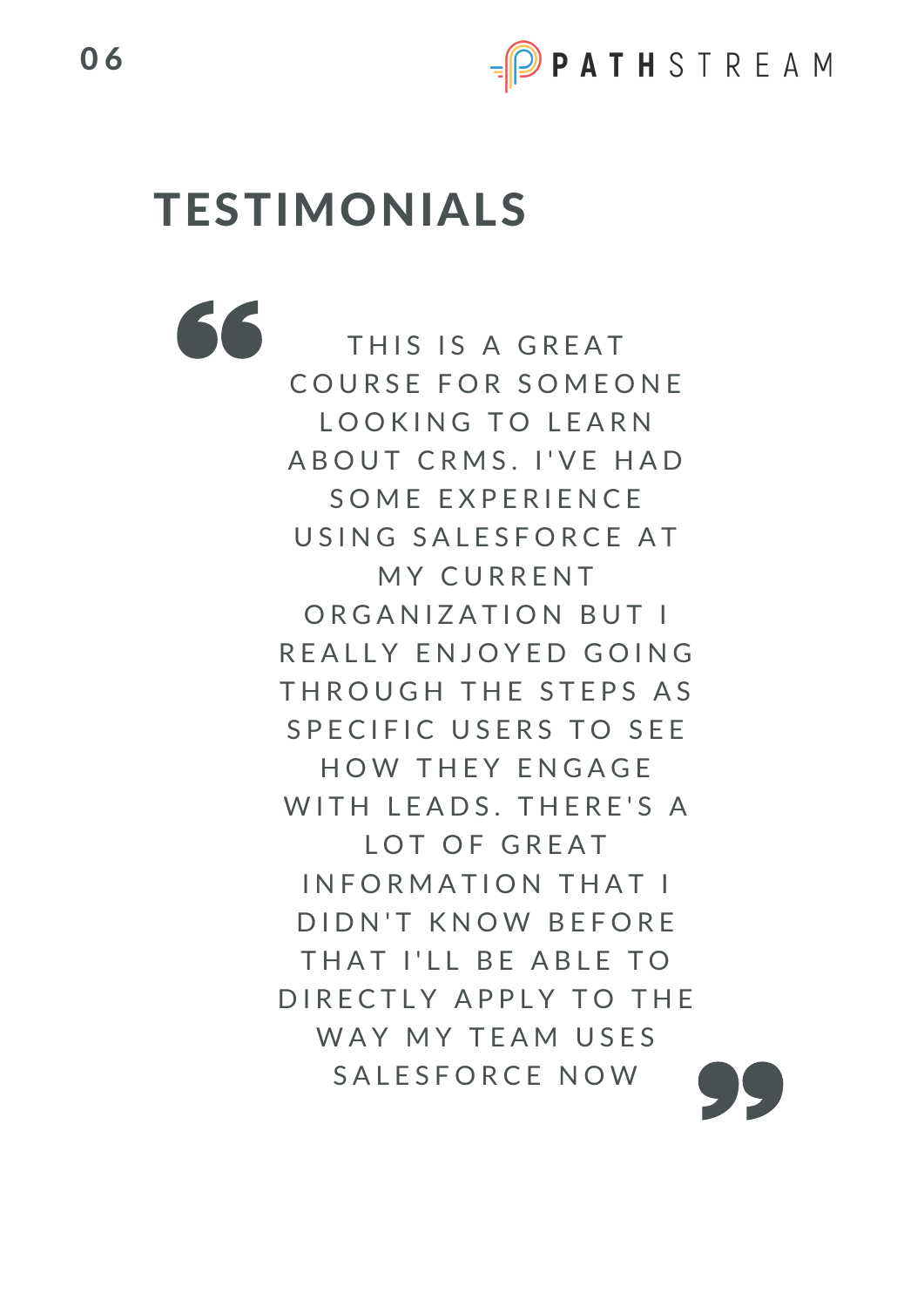## TESTIMONIALS

> THIS IS A GREAT COURSE FOR SOMEONE LOOKING TO LEARN ABOUT CRMS. I'VE HAD SOME EXPERIENCE USING SALESFORCE AT MY CURRENT ORGANIZATION BUT I REALLY ENJOYED GOING THROUGH THE STEPS AS SPECIFIC USERS TO SEE HOW THEY ENGAGE WITH LEADS. THERE'S A LOT OF GREAT INFORMATION THAT I DIDN'T KNOW BEFORE THAT I'LL BE ABLE TO DIRECTLY APPLY TO THE WAY MY TEAM USES SALESFORCE NOW